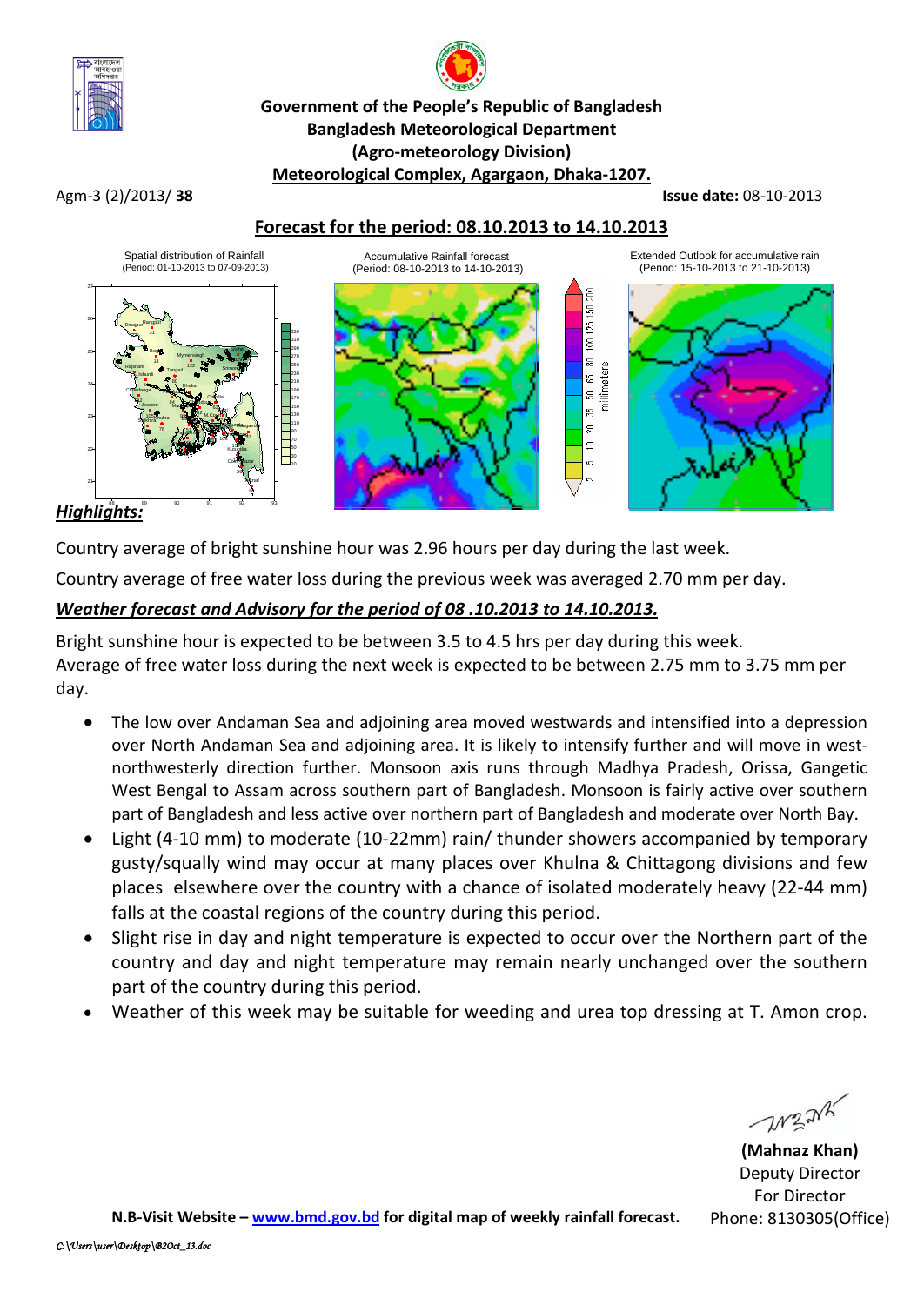**Government of the People's Republic of Bangladesh**
**Bangladesh Meteorological Department**
**(Agro-meteorology Division)**
**Meteorological Complex, Agargaon, Dhaka-1207.**

Agm-3 (2)/2013/ **38** **Issue date:** 08-10-2013

## Forecast for the period: 08.10.2013 to 14.10.2013

Spatial distribution of Rainfall (Period: 01-10-2013 to 07-09-2013)

Accumulative Rainfall forecast (Period: 08-10-2013 to 14-10-2013)

Extended Outlook for accumulative rain (Period: 15-10-2013 to 21-10-2013)

### *Highlights:*

Country average of bright sunshine hour was 2.96 hours per day during the last week.

Country average of free water loss during the previous week was averaged 2.70 mm per day.

### *Weather forecast and Advisory for the period of 08 .10.2013 to 14.10.2013.*

Bright sunshine hour is expected to be between 3.5 to 4.5 hrs per day during this week.
Average of free water loss during the next week is expected to be between 2.75 mm to 3.75 mm per day.

- The low over Andaman Sea and adjoining area moved westwards and intensified into a depression over North Andaman Sea and adjoining area. It is likely to intensify further and will move in west-northwesterly direction further. Monsoon axis runs through Madhya Pradesh, Orissa, Gangetic West Bengal to Assam across southern part of Bangladesh. Monsoon is fairly active over southern part of Bangladesh and less active over northern part of Bangladesh and moderate over North Bay.
- Light (4-10 mm) to moderate (10-22mm) rain/ thunder showers accompanied by temporary gusty/squally wind may occur at many places over Khulna & Chittagong divisions and few places elsewhere over the country with a chance of isolated moderately heavy (22-44 mm) falls at the coastal regions of the country during this period.
- Slight rise in day and night temperature is expected to occur over the Northern part of the country and day and night temperature may remain nearly unchanged over the southern part of the country during this period.
- Weather of this week may be suitable for weeding and urea top dressing at T. Amon crop.

**(Mahnaz Khan)**
Deputy Director
For Director
Phone: 8130305(Office)

**N.B-Visit Website – www.bmd.gov.bd for digital map of weekly rainfall forecast.**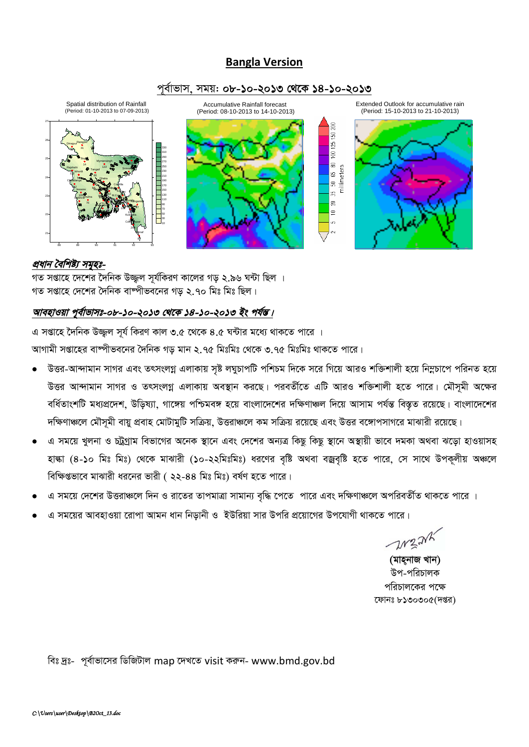# Bangla Version

## পূর্বাভাস, সময়: ০৮-১০-২০১৩ থেকে ১৪-১০-২০১৩

Spatial distribution of Rainfall (Period: 01-10-2013 to 07-09-2013)

Accumulative Rainfall forecast (Period: 08-10-2013 to 14-10-2013)

Extended Outlook for accumulative rain (Period: 15-10-2013 to 21-10-2013)

***প্রধান বৈশিষ্ট্য সমূহঃ-***

গত সপ্তাহে দেশের দৈনিক উজ্জ্বল সূর্যকিরণ কালের গড় ২.৯৬ ঘন্টা ছিল ।
গত সপ্তাহে দেশের দৈনিক বাষ্পীভবনের গড় ২.৭০ মিঃ মিঃ ছিল।

***আবহাওয়া পূর্বাভাসঃ-০৮-১০-২০১৩ থেকে ১৪-১০-২০১৩ ইং পর্যন্ত।***

এ সপ্তাহে দৈনিক উজ্জ্বল সূর্য কিরণ কাল ৩.৫ থেকে ৪.৫ ঘন্টার মধ্যে থাকতে পারে ।
আগামী সপ্তাহের বাষ্পীভবনের দৈনিক গড় মান ২.৭৫ মিঃমিঃ থেকে ৩.৭৫ মিঃমিঃ থাকতে পারে।

- উত্তর-আন্দামান সাগর এবং তৎসংলগ্ন এলাকায় সৃষ্ট লঘুচাপটি পশ্চিম দিকে সরে গিয়ে আরও শক্তিশালী হয়ে নিম্নচাপে পরিনত হয়ে উত্তর আন্দামান সাগর ও তৎসংলগ্ন এলাকায় অবস্থান করছে। পরবর্তীতে এটি আরও শক্তিশালী হতে পারে। মৌসুমী অক্ষের বর্ধিতাংশটি মধ্যপ্রদেশ, উড়িষ্যা, গাঙ্গেয় পশ্চিমবঙ্গ হয়ে বাংলাদেশের দক্ষিণাঞ্চল দিয়ে আসাম পর্যন্ত বিস্তৃত রয়েছে। বাংলাদেশের দক্ষিণাঞ্চলে মৌসুমী বায়ু প্রবাহ মোটামুটি সক্রিয়, উত্তরাঞ্চলে কম সক্রিয় রয়েছে এবং উত্তর বঙ্গোপসাগরে মাঝারী রয়েছে।
- এ সময়ে খুলনা ও চট্রগ্রাম বিভাগের অনেক স্থানে এবং দেশের অন্যত্র কিছু কিছু স্থানে অস্থায়ী ভাবে দমকা অথবা ঝড়ো হাওয়াসহ হাল্কা (৪-১০ মিঃ মিঃ) থেকে মাঝারী (১০-২২মিঃমিঃ) ধরণের বৃষ্টি অথবা বজ্রবৃষ্টি হতে পারে, সে সাথে উপকূলীয় অঞ্চলে বিক্ষিপ্তভাবে মাঝারী ধরনের ভারী ( ২২-৪৪ মিঃ মিঃ) বর্ষণ হতে পারে।
- এ সময়ে দেশের উত্তরাঞ্চলে দিন ও রাতের তাপমাত্রা সামান্য বৃদ্ধি পেতে পারে এবং দক্ষিণাঞ্চলে অপরিবর্তীত থাকতে পারে ।
- এ সময়ের আবহাওয়া রোপা আমন ধান নিড়ানী ও ইউরিয়া সার উপরি প্রয়োগের উপযোগী থাকতে পারে।

**(মাহ্নাজ খান)**
উপ-পরিচালক
পরিচালকের পক্ষে
ফোনঃ ৮১৩০৩০৫(দপ্তর)

বিঃ দ্রঃ- পূর্বাভাসের ডিজিটাল map দেখতে visit করুন- www.bmd.gov.bd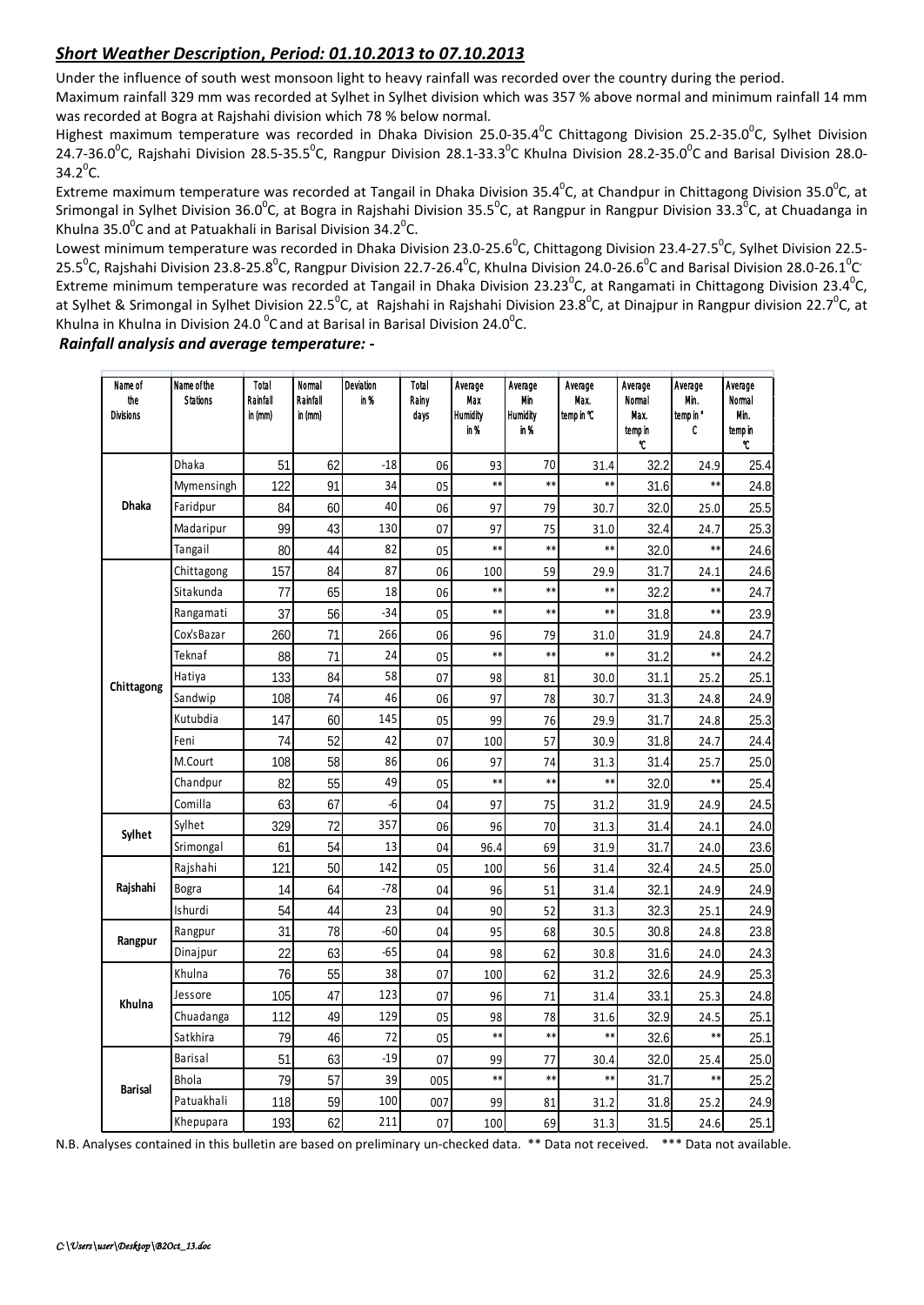## *Short Weather Description, Period: 01.10.2013 to 07.10.2013*

Under the influence of south west monsoon light to heavy rainfall was recorded over the country during the period.

Maximum rainfall 329 mm was recorded at Sylhet in Sylhet division which was 357 % above normal and minimum rainfall 14 mm was recorded at Bogra at Rajshahi division which 78 % below normal.

Highest maximum temperature was recorded in Dhaka Division 25.0-35.4$^0$C Chittagong Division 25.2-35.0$^0$C, Sylhet Division 24.7-36.0$^0$C, Rajshahi Division 28.5-35.5$^0$C, Rangpur Division 28.1-33.3$^0$C Khulna Division 28.2-35.0$^0$C and Barisal Division 28.0-34.2$^0$C.

Extreme maximum temperature was recorded at Tangail in Dhaka Division 35.4$^0$C, at Chandpur in Chittagong Division 35.0$^0$C, at Srimongal in Sylhet Division 36.0$^0$C, at Bogra in Rajshahi Division 35.5$^0$C, at Rangpur in Rangpur Division 33.3$^0$C, at Chuadanga in Khulna 35.0$^0$C and at Patuakhali in Barisal Division 34.2$^0$C.

Lowest minimum temperature was recorded in Dhaka Division 23.0-25.6$^0$C, Chittagong Division 23.4-27.5$^0$C, Sylhet Division 22.5-25.5$^0$C, Rajshahi Division 23.8-25.8$^0$C, Rangpur Division 22.7-26.4$^0$C, Khulna Division 24.0-26.6$^0$C and Barisal Division 28.0-26.1$^0$C.

Extreme minimum temperature was recorded at Tangail in Dhaka Division 23.23$^0$C, at Rangamati in Chittagong Division 23.4$^0$C, at Sylhet & Srimongal in Sylhet Division 22.5$^0$C, at Rajshahi in Rajshahi Division 23.8$^0$C, at Dinajpur in Rangpur division 22.7$^0$C, at Khulna in Khulna in Division 24.0 $^0$C and at Barisal in Barisal Division 24.0$^0$C.

***Rainfall analysis and average temperature: -***

| Name of the Divisions | Name of the Stations | Total Rainfall in (mm) | Normal Rainfall in (mm) | Deviation in % | Total Rainy days | Average Max Humidity in % | Average Min Humidity in % | Average Max. temp in ℃ | Average Normal Max. temp in ℃ | Average Min. temp in ° C | Average Normal Min. temp in ℃ |
|---|---|---|---|---|---|---|---|---|---|---|---|
| Dhaka | Dhaka | 51 | 62 | -18 | 06 | 93 | 70 | 31.4 | 32.2 | 24.9 | 25.4 |
| | Mymensingh | 122 | 91 | 34 | 05 | ** | ** | ** | 31.6 | ** | 24.8 |
| | Faridpur | 84 | 60 | 40 | 06 | 97 | 79 | 30.7 | 32.0 | 25.0 | 25.5 |
| | Madaripur | 99 | 43 | 130 | 07 | 97 | 75 | 31.0 | 32.4 | 24.7 | 25.3 |
| | Tangail | 80 | 44 | 82 | 05 | ** | ** | ** | 32.0 | ** | 24.6 |
| Chittagong | Chittagong | 157 | 84 | 87 | 06 | 100 | 59 | 29.9 | 31.7 | 24.1 | 24.6 |
| | Sitakunda | 77 | 65 | 18 | 06 | ** | ** | ** | 32.2 | ** | 24.7 |
| | Rangamati | 37 | 56 | -34 | 05 | ** | ** | ** | 31.8 | ** | 23.9 |
| | Cox'sBazar | 260 | 71 | 266 | 06 | 96 | 79 | 31.0 | 31.9 | 24.8 | 24.7 |
| | Teknaf | 88 | 71 | 24 | 05 | ** | ** | ** | 31.2 | ** | 24.2 |
| | Hatiya | 133 | 84 | 58 | 07 | 98 | 81 | 30.0 | 31.1 | 25.2 | 25.1 |
| | Sandwip | 108 | 74 | 46 | 06 | 97 | 78 | 30.7 | 31.3 | 24.8 | 24.9 |
| | Kutubdia | 147 | 60 | 145 | 05 | 99 | 76 | 29.9 | 31.7 | 24.8 | 25.3 |
| | Feni | 74 | 52 | 42 | 07 | 100 | 57 | 30.9 | 31.8 | 24.7 | 24.4 |
| | M.Court | 108 | 58 | 86 | 06 | 97 | 74 | 31.3 | 31.4 | 25.7 | 25.0 |
| | Chandpur | 82 | 55 | 49 | 05 | ** | ** | ** | 32.0 | ** | 25.4 |
| | Comilla | 63 | 67 | -6 | 04 | 97 | 75 | 31.2 | 31.9 | 24.9 | 24.5 |
| Sylhet | Sylhet | 329 | 72 | 357 | 06 | 96 | 70 | 31.3 | 31.4 | 24.1 | 24.0 |
| | Srimongal | 61 | 54 | 13 | 04 | 96.4 | 69 | 31.9 | 31.7 | 24.0 | 23.6 |
| Rajshahi | Rajshahi | 121 | 50 | 142 | 05 | 100 | 56 | 31.4 | 32.4 | 24.5 | 25.0 |
| | Bogra | 14 | 64 | -78 | 04 | 96 | 51 | 31.4 | 32.1 | 24.9 | 24.9 |
| | Ishurdi | 54 | 44 | 23 | 04 | 90 | 52 | 31.3 | 32.3 | 25.1 | 24.9 |
| Rangpur | Rangpur | 31 | 78 | -60 | 04 | 95 | 68 | 30.5 | 30.8 | 24.8 | 23.8 |
| | Dinajpur | 22 | 63 | -65 | 04 | 98 | 62 | 30.8 | 31.6 | 24.0 | 24.3 |
| Khulna | Khulna | 76 | 55 | 38 | 07 | 100 | 62 | 31.2 | 32.6 | 24.9 | 25.3 |
| | Jessore | 105 | 47 | 123 | 07 | 96 | 71 | 31.4 | 33.1 | 25.3 | 24.8 |
| | Chuadanga | 112 | 49 | 129 | 05 | 98 | 78 | 31.6 | 32.9 | 24.5 | 25.1 |
| | Satkhira | 79 | 46 | 72 | 05 | ** | ** | ** | 32.6 | ** | 25.1 |
| Barisal | Barisal | 51 | 63 | -19 | 07 | 99 | 77 | 30.4 | 32.0 | 25.4 | 25.0 |
| | Bhola | 79 | 57 | 39 | 005 | ** | ** | ** | 31.7 | ** | 25.2 |
| | Patuakhali | 118 | 59 | 100 | 007 | 99 | 81 | 31.2 | 31.8 | 25.2 | 24.9 |
| | Khepupara | 193 | 62 | 211 | 07 | 100 | 69 | 31.3 | 31.5 | 24.6 | 25.1 |

N.B. Analyses contained in this bulletin are based on preliminary un-checked data. ** Data not received. *** Data not available.